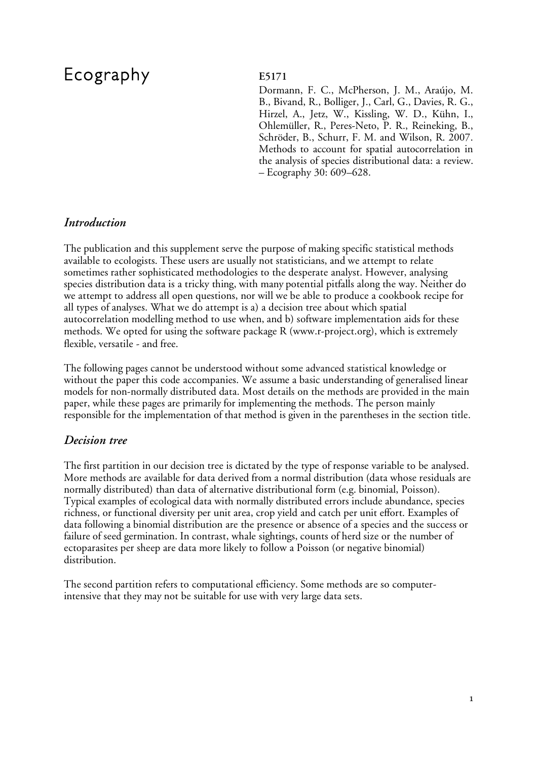# Ecography

**E5171**

Dormann, F. C., McPherson, J. M., Araújo, M. B., Bivand, R., Bolliger, J., Carl, G., Davies, R. G., Hirzel, A., Jetz, W., Kissling, W. D., Kühn, I., Ohlemüller, R., Peres-Neto, P. R., Reineking, B., Schröder, B., Schurr, F. M. and Wilson, R. 2007. Methods to account for spatial autocorrelation in the analysis of species distributional data: a review. – Ecography 30: 609–628.

## *Introduction*

The publication and this supplement serve the purpose of making specific statistical methods available to ecologists. These users are usually not statisticians, and we attempt to relate sometimes rather sophisticated methodologies to the desperate analyst. However, analysing species distribution data is a tricky thing, with many potential pitfalls along the way. Neither do we attempt to address all open questions, nor will we be able to produce a cookbook recipe for all types of analyses. What we do attempt is a) a decision tree about which spatial autocorrelation modelling method to use when, and b) software implementation aids for these methods. We opted for using the software package R (www.r-project.org), which is extremely flexible, versatile - and free.

The following pages cannot be understood without some advanced statistical knowledge or without the paper this code accompanies. We assume a basic understanding of generalised linear models for non-normally distributed data. Most details on the methods are provided in the main paper, while these pages are primarily for implementing the methods. The person mainly responsible for the implementation of that method is given in the parentheses in the section title.

## *Decision tree*

The first partition in our decision tree is dictated by the type of response variable to be analysed. More methods are available for data derived from a normal distribution (data whose residuals are normally distributed) than data of alternative distributional form (e.g. binomial, Poisson). Typical examples of ecological data with normally distributed errors include abundance, species richness, or functional diversity per unit area, crop yield and catch per unit effort. Examples of data following a binomial distribution are the presence or absence of a species and the success or failure of seed germination. In contrast, whale sightings, counts of herd size or the number of ectoparasites per sheep are data more likely to follow a Poisson (or negative binomial) distribution.

The second partition refers to computational efficiency. Some methods are so computer-intensive that they may not be suitable for use with very large data sets.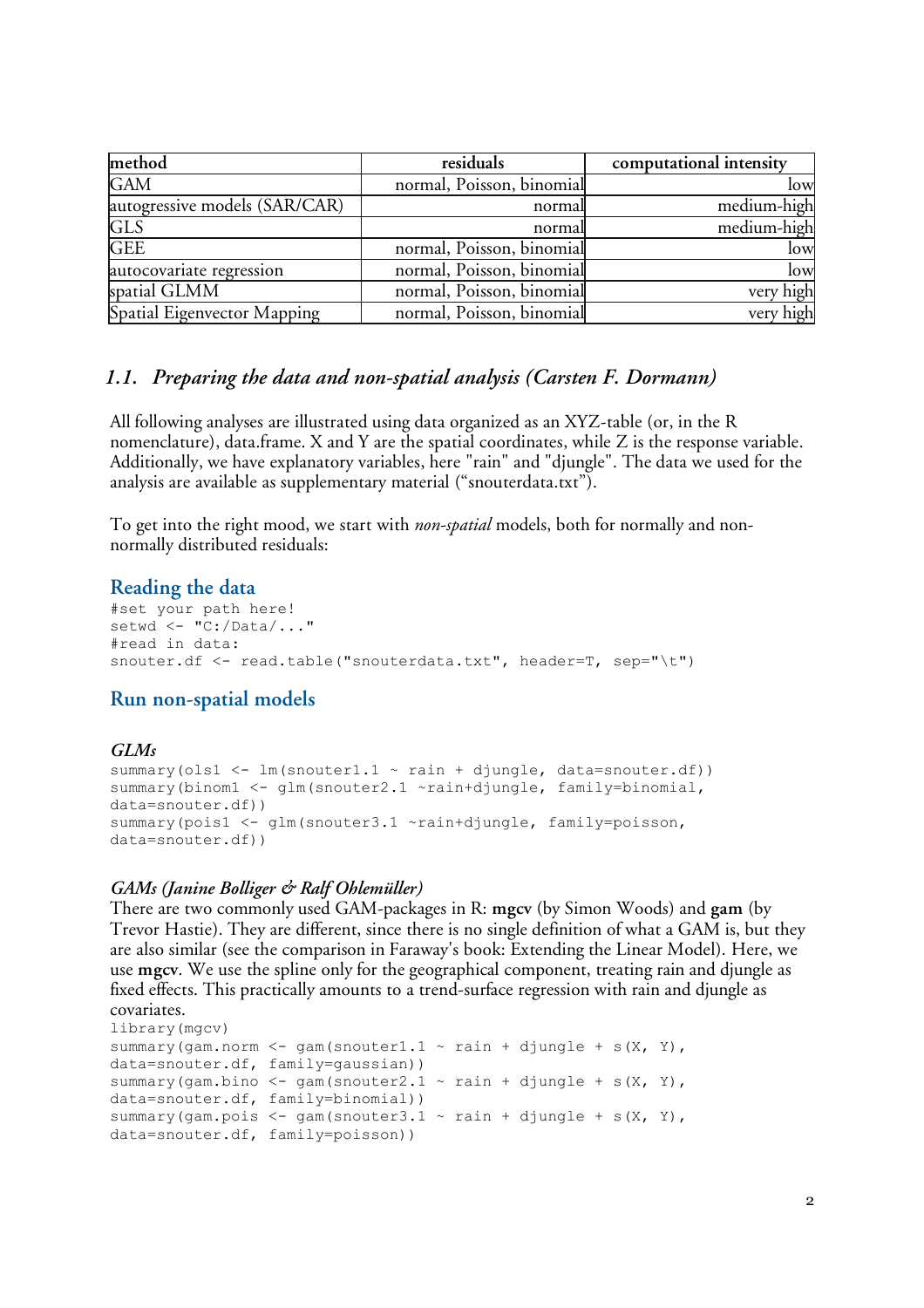| method | residuals | computational intensity |
|---|---|---|
| GAM | normal, Poisson, binomial | low |
| autogressive models (SAR/CAR) | normal | medium-high |
| GLS | normal | medium-high |
| GEE | normal, Poisson, binomial | low |
| autocovariate regression | normal, Poisson, binomial | low |
| spatial GLMM | normal, Poisson, binomial | very high |
| Spatial Eigenvector Mapping | normal, Poisson, binomial | very high |

## *1.1. Preparing the data and non-spatial analysis (Carsten F. Dormann)*

All following analyses are illustrated using data organized as an XYZ-table (or, in the R nomenclature), data.frame. X and Y are the spatial coordinates, while Z is the response variable. Additionally, we have explanatory variables, here "rain" and "djungle". The data we used for the analysis are available as supplementary material ("snouterdata.txt").

To get into the right mood, we start with *non-spatial* models, both for normally and non-normally distributed residuals:

### Reading the data

```
#set your path here!
setwd <- "C:/Data/..."
#read in data:
snouter.df <- read.table("snouterdata.txt", header=T, sep="\t")
```

### Run non-spatial models

#### *GLMs*

```
summary(ols1 <- lm(snouter1.1 ~ rain + djungle, data=snouter.df))
summary(binom1 <- glm(snouter2.1 ~rain+djungle, family=binomial,
data=snouter.df))
summary(pois1 <- glm(snouter3.1 ~rain+djungle, family=poisson,
data=snouter.df))
```

#### *GAMs (Janine Bolliger & Ralf Ohlemüller)*

There are two commonly used GAM-packages in R: **mgcv** (by Simon Woods) and **gam** (by Trevor Hastie). They are different, since there is no single definition of what a GAM is, but they are also similar (see the comparison in Faraway's book: Extending the Linear Model). Here, we use **mgcv**. We use the spline only for the geographical component, treating rain and djungle as fixed effects. This practically amounts to a trend-surface regression with rain and djungle as covariates.

```
library(mgcv)
summary(gam.norm <- gam(snouter1.1 ~ rain + djungle + s(X, Y),
data=snouter.df, family=gaussian))
summary(gam.bino <- gam(snouter2.1 ~ rain + djungle + s(X, Y),
data=snouter.df, family=binomial))
summary(gam.pois <- gam(snouter3.1 ~ rain + djungle + s(X, Y),
data=snouter.df, family=poisson))
```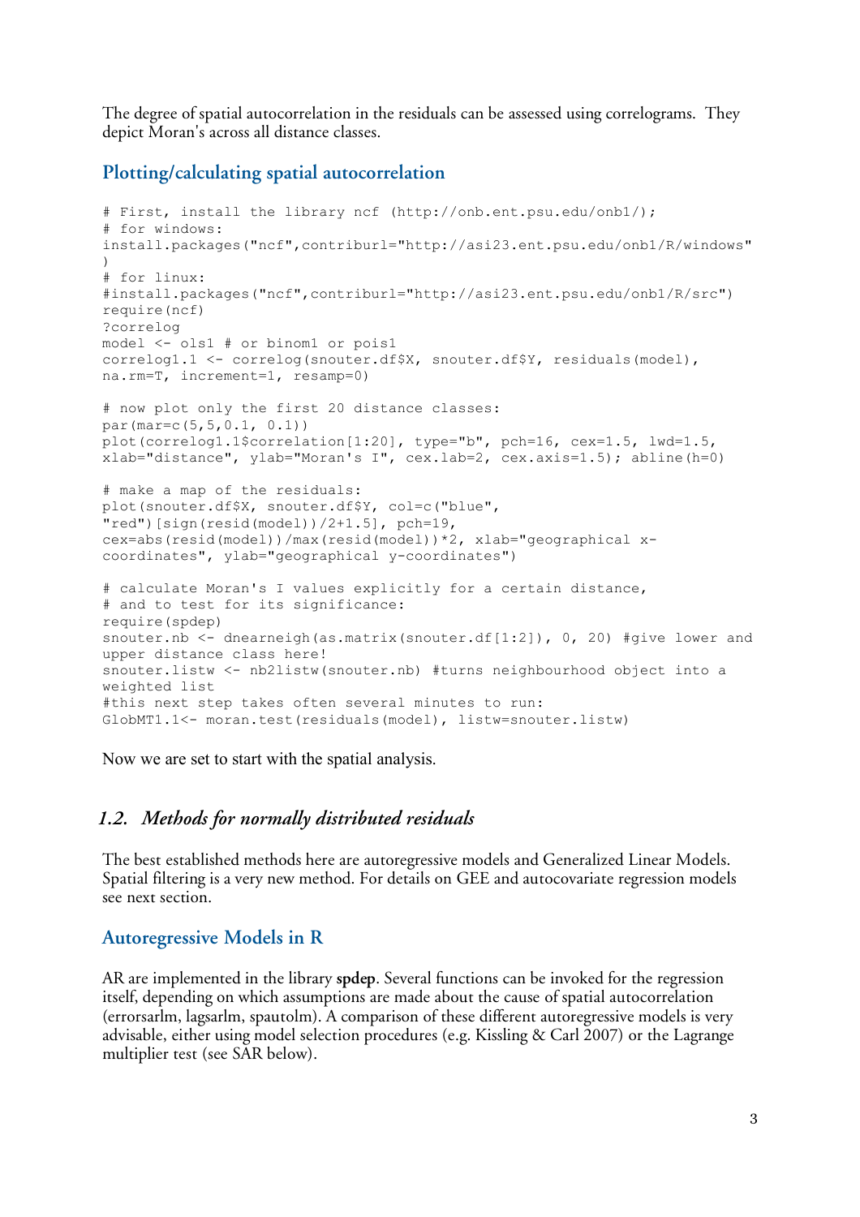The degree of spatial autocorrelation in the residuals can be assessed using correlograms. They depict Moran's across all distance classes.

### Plotting/calculating spatial autocorrelation

```
# First, install the library ncf (http://onb.ent.psu.edu/onb1/);
# for windows:
install.packages("ncf",contriburl="http://asi23.ent.psu.edu/onb1/R/windows"
)
# for linux:
#install.packages("ncf",contriburl="http://asi23.ent.psu.edu/onb1/R/src")
require(ncf)
?correlog
model <- ols1 # or binom1 or pois1
correlog1.1 <- correlog(snouter.df$X, snouter.df$Y, residuals(model),
na.rm=T, increment=1, resamp=0)

# now plot only the first 20 distance classes:
par(mar=c(5,5,0.1, 0.1))
plot(correlog1.1$correlation[1:20], type="b", pch=16, cex=1.5, lwd=1.5,
xlab="distance", ylab="Moran's I", cex.lab=2, cex.axis=1.5); abline(h=0)

# make a map of the residuals:
plot(snouter.df$X, snouter.df$Y, col=c("blue",
"red")[sign(resid(model))/2+1.5], pch=19,
cex=abs(resid(model))/max(resid(model))*2, xlab="geographical x-
coordinates", ylab="geographical y-coordinates")

# calculate Moran's I values explicitly for a certain distance,
# and to test for its significance:
require(spdep)
snouter.nb <- dnearneigh(as.matrix(snouter.df[1:2]), 0, 20) #give lower and
upper distance class here!
snouter.listw <- nb2listw(snouter.nb) #turns neighbourhood object into a
weighted list
#this next step takes often several minutes to run:
GlobMT1.1<- moran.test(residuals(model), listw=snouter.listw)
```

Now we are set to start with the spatial analysis.

## *1.2. Methods for normally distributed residuals*

The best established methods here are autoregressive models and Generalized Linear Models. Spatial filtering is a very new method. For details on GEE and autocovariate regression models see next section.

### Autoregressive Models in R

AR are implemented in the library **spdep**. Several functions can be invoked for the regression itself, depending on which assumptions are made about the cause of spatial autocorrelation (errorsarlm, lagsarlm, spautolm). A comparison of these different autoregressive models is very advisable, either using model selection procedures (e.g. Kissling & Carl 2007) or the Lagrange multiplier test (see SAR below).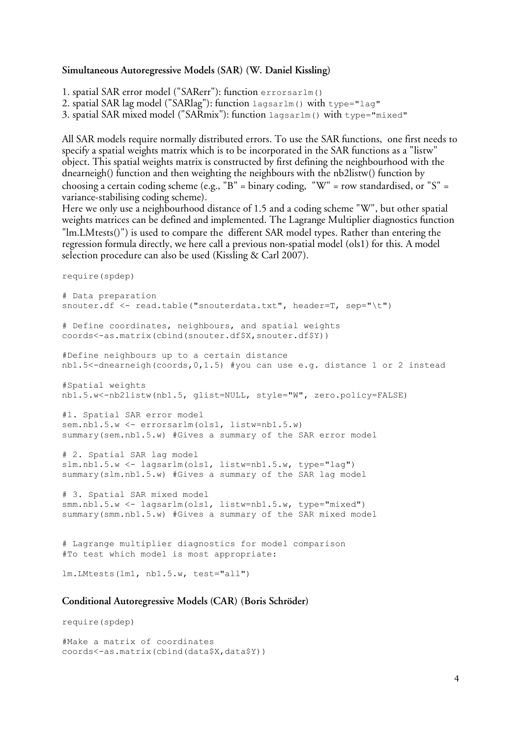### Simultaneous Autoregressive Models (SAR) (W. Daniel Kissling)

1. spatial SAR error model ("SARerr"): function `errorsarlm()`
2. spatial SAR lag model ("SARlag"): function `lagsarlm()` with `type="lag"`
3. spatial SAR mixed model ("SARmix"): function `lagsarlm()` with `type="mixed"`

All SAR models require normally distributed errors. To use the SAR functions, one first needs to specify a spatial weights matrix which is to be incorporated in the SAR functions as a "listw" object. This spatial weights matrix is constructed by first defining the neighbourhood with the dnearneigh() function and then weighting the neighbours with the nb2listw() function by choosing a certain coding scheme (e.g., "B" = binary coding, "W" = row standardised, or "S" = variance-stabilising coding scheme).
Here we only use a neighbourhood distance of 1.5 and a coding scheme "W", but other spatial weights matrices can be defined and implemented. The Lagrange Multiplier diagnostics function "lm.LMtests()") is used to compare the different SAR model types. Rather than entering the regression formula directly, we here call a previous non-spatial model (ols1) for this. A model selection procedure can also be used (Kissling & Carl 2007).

```
require(spdep)

# Data preparation
snouter.df <- read.table("snouterdata.txt", header=T, sep="\t")

# Define coordinates, neighbours, and spatial weights
coords<-as.matrix(cbind(snouter.df$X,snouter.df$Y))

#Define neighbours up to a certain distance
nb1.5<-dnearneigh(coords,0,1.5) #you can use e.g. distance 1 or 2 instead

#Spatial weights
nb1.5.w<-nb2listw(nb1.5, glist=NULL, style="W", zero.policy=FALSE)

#1. Spatial SAR error model
sem.nb1.5.w <- errorsarlm(ols1, listw=nb1.5.w)
summary(sem.nb1.5.w) #Gives a summary of the SAR error model

# 2. Spatial SAR lag model
slm.nb1.5.w <- lagsarlm(ols1, listw=nb1.5.w, type="lag")
summary(slm.nb1.5.w) #Gives a summary of the SAR lag model

# 3. Spatial SAR mixed model
smm.nb1.5.w <- lagsarlm(ols1, listw=nb1.5.w, type="mixed")
summary(smm.nb1.5.w) #Gives a summary of the SAR mixed model


# Lagrange multiplier diagnostics for model comparison
#To test which model is most appropriate:

lm.LMtests(lm1, nb1.5.w, test="all")
```

### Conditional Autoregressive Models (CAR) (Boris Schröder)

```
require(spdep)

#Make a matrix of coordinates
coords<-as.matrix(cbind(data$X,data$Y))
```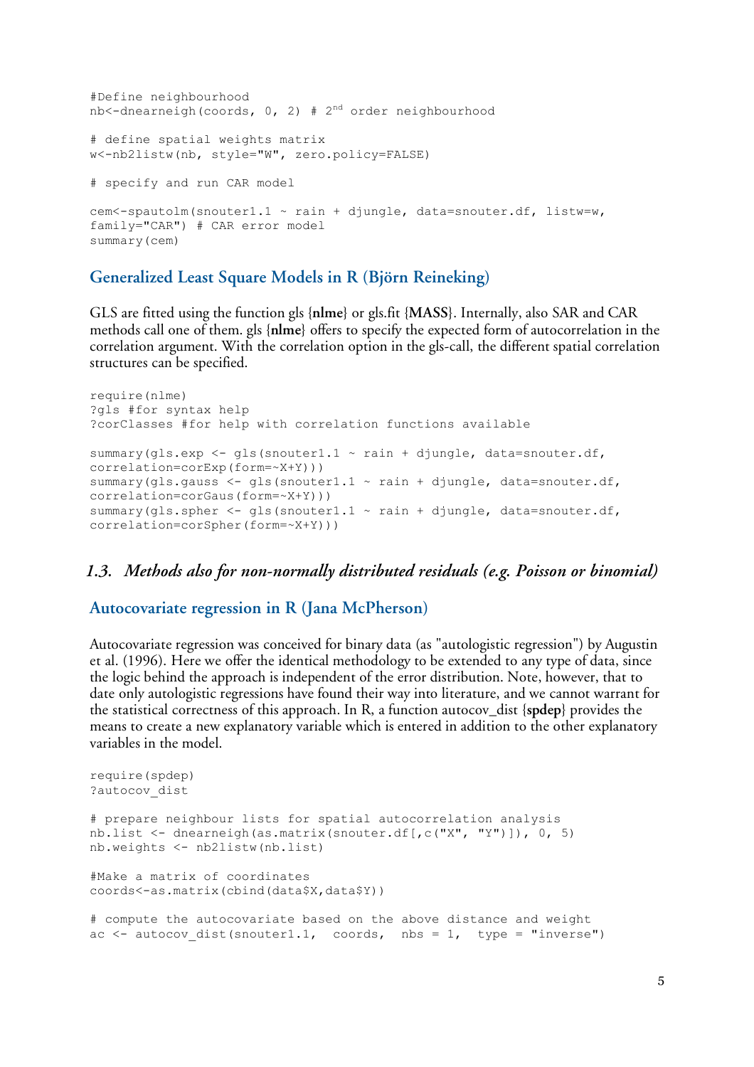```
#Define neighbourhood
nb<-dnearneigh(coords, 0, 2) # 2nd order neighbourhood

# define spatial weights matrix
w<-nb2listw(nb, style="W", zero.policy=FALSE)

# specify and run CAR model

cem<-spautolm(snouter1.1 ~ rain + djungle, data=snouter.df, listw=w,
family="CAR") # CAR error model
summary(cem)
```

### Generalized Least Square Models in R (Björn Reineking)

GLS are fitted using the function gls {**nlme**} or gls.fit {**MASS**}. Internally, also SAR and CAR methods call one of them. gls {**nlme**} offers to specify the expected form of autocorrelation in the correlation argument. With the correlation option in the gls-call, the different spatial correlation structures can be specified.

```
require(nlme)
?gls #for syntax help
?corClasses #for help with correlation functions available

summary(gls.exp <- gls(snouter1.1 ~ rain + djungle, data=snouter.df,
correlation=corExp(form=~X+Y)))
summary(gls.gauss <- gls(snouter1.1 ~ rain + djungle, data=snouter.df,
correlation=corGaus(form=~X+Y)))
summary(gls.spher <- gls(snouter1.1 ~ rain + djungle, data=snouter.df,
correlation=corSpher(form=~X+Y)))
```

## *1.3. Methods also for non-normally distributed residuals (e.g. Poisson or binomial)*

### Autocovariate regression in R (Jana McPherson)

Autocovariate regression was conceived for binary data (as "autologistic regression") by Augustin et al. (1996). Here we offer the identical methodology to be extended to any type of data, since the logic behind the approach is independent of the error distribution. Note, however, that to date only autologistic regressions have found their way into literature, and we cannot warrant for the statistical correctness of this approach. In R, a function autocov_dist {**spdep**} provides the means to create a new explanatory variable which is entered in addition to the other explanatory variables in the model.

```
require(spdep)
?autocov_dist

# prepare neighbour lists for spatial autocorrelation analysis
nb.list <- dnearneigh(as.matrix(snouter.df[,c("X", "Y")]), 0, 5)
nb.weights <- nb2listw(nb.list)

#Make a matrix of coordinates
coords<-as.matrix(cbind(data$X,data$Y))

# compute the autocovariate based on the above distance and weight
ac <- autocov_dist(snouter1.1,  coords,  nbs = 1,  type = "inverse")
```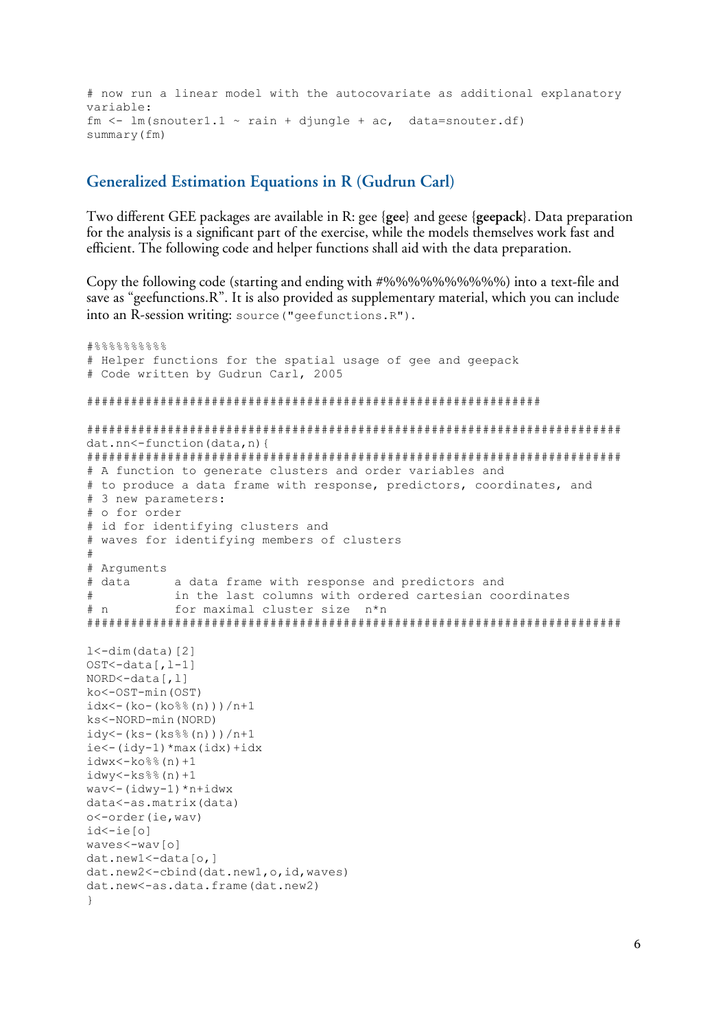```
# now run a linear model with the autocovariate as additional explanatory
variable:
fm <- lm(snouter1.1 ~ rain + djungle + ac,  data=snouter.df)
summary(fm)
```

## Generalized Estimation Equations in R (Gudrun Carl)

Two different GEE packages are available in R: gee {**gee**} and geese {**geepack**}. Data preparation for the analysis is a significant part of the exercise, while the models themselves work fast and efficient. The following code and helper functions shall aid with the data preparation.

Copy the following code (starting and ending with #%%%%%%%%%%%) into a text-file and save as "geefunctions.R". It is also provided as supplementary material, which you can include into an R-session writing: `source("geefunctions.R")`.

```
#%%%%%%%%%%%
# Helper functions for the spatial usage of gee and geepack
# Code written by Gudrun Carl, 2005

###############################################################

##########################################################################
dat.nn<-function(data,n){
##########################################################################
# A function to generate clusters and order variables and
# to produce a data frame with response, predictors, coordinates, and
# 3 new parameters:
# o for order
# id for identifying clusters and
# waves for identifying members of clusters
#
# Arguments
# data      a data frame with response and predictors and
#           in the last columns with ordered cartesian coordinates
# n         for maximal cluster size  n*n
##########################################################################

l<-dim(data)[2]
OST<-data[,l-1]
NORD<-data[,l]
ko<-OST-min(OST)
idx<-(ko-(ko%%(n)))/n+1
ks<-NORD-min(NORD)
idy<-(ks-(ks%%(n)))/n+1
ie<-(idy-1)*max(idx)+idx
idwx<-ko%%(n)+1
idwy<-ks%%(n)+1
wav<-(idwy-1)*n+idwx
data<-as.matrix(data)
o<-order(ie,wav)
id<-ie[o]
waves<-wav[o]
dat.new1<-data[o,]
dat.new2<-cbind(dat.new1,o,id,waves)
dat.new<-as.data.frame(dat.new2)
}
```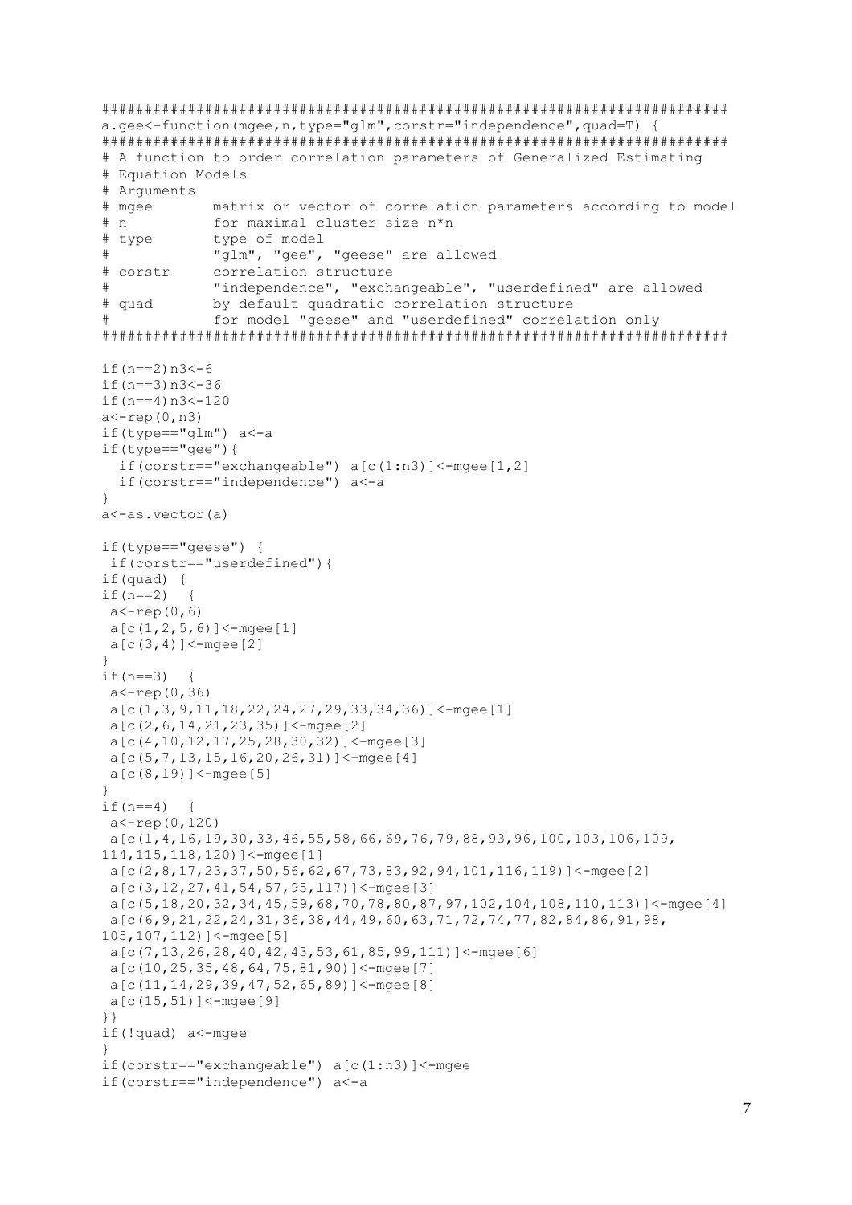```
########################################################################
a.gee<-function(mgee,n,type="glm",corstr="independence",quad=T) {
########################################################################
# A function to order correlation parameters of Generalized Estimating
# Equation Models
# Arguments
# mgee        matrix or vector of correlation parameters according to model
# n           for maximal cluster size n*n
# type        type of model
#             "glm", "gee", "geese" are allowed
# corstr      correlation structure
#             "independence", "exchangeable", "userdefined" are allowed
# quad        by default quadratic correlation structure
#             for model "geese" and "userdefined" correlation only
########################################################################

if(n==2)n3<-6
if(n==3)n3<-36
if(n==4)n3<-120
a<-rep(0,n3)
if(type=="glm") a<-a
if(type=="gee"){
  if(corstr=="exchangeable") a[c(1:n3)]<-mgee[1,2]
  if(corstr=="independence") a<-a
}
a<-as.vector(a)

if(type=="geese") {
 if(corstr=="userdefined"){
if(quad) {
if(n==2)  {
 a<-rep(0,6)
 a[c(1,2,5,6)]<-mgee[1]
 a[c(3,4)]<-mgee[2]
}
if(n==3)  {
 a<-rep(0,36)
 a[c(1,3,9,11,18,22,24,27,29,33,34,36)]<-mgee[1]
 a[c(2,6,14,21,23,35)]<-mgee[2]
 a[c(4,10,12,17,25,28,30,32)]<-mgee[3]
 a[c(5,7,13,15,16,20,26,31)]<-mgee[4]
 a[c(8,19)]<-mgee[5]
}
if(n==4)  {
 a<-rep(0,120)
 a[c(1,4,16,19,30,33,46,55,58,66,69,76,79,88,93,96,100,103,106,109,
114,115,118,120)]<-mgee[1]
 a[c(2,8,17,23,37,50,56,62,67,73,83,92,94,101,116,119)]<-mgee[2]
 a[c(3,12,27,41,54,57,95,117)]<-mgee[3]
 a[c(5,18,20,32,34,45,59,68,70,78,80,87,97,102,104,108,110,113)]<-mgee[4]
 a[c(6,9,21,22,24,31,36,38,44,49,60,63,71,72,74,77,82,84,86,91,98,
105,107,112)]<-mgee[5]
 a[c(7,13,26,28,40,42,43,53,61,85,99,111)]<-mgee[6]
 a[c(10,25,35,48,64,75,81,90)]<-mgee[7]
 a[c(11,14,29,39,47,52,65,89)]<-mgee[8]
 a[c(15,51)]<-mgee[9]
}}
if(!quad) a<-mgee
}
if(corstr=="exchangeable") a[c(1:n3)]<-mgee
if(corstr=="independence") a<-a
```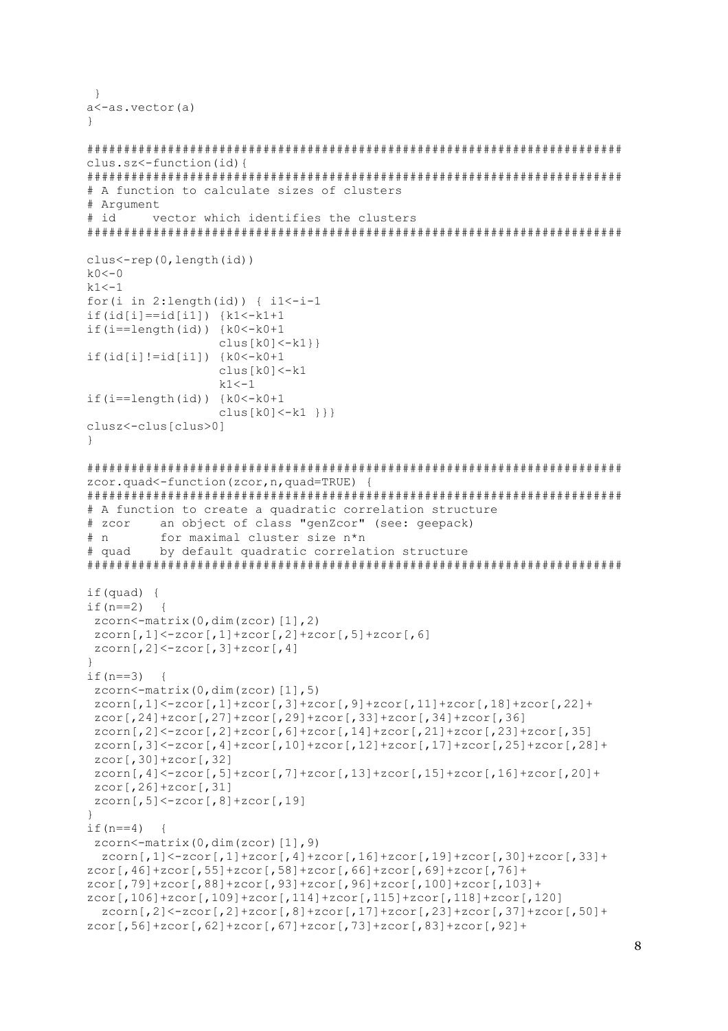```
 }
a<-as.vector(a)
}

########################################################################
clus.sz<-function(id){
########################################################################
# A function to calculate sizes of clusters
# Argument
# id     vector which identifies the clusters
########################################################################

clus<-rep(0,length(id))
k0<-0
k1<-1
for(i in 2:length(id)) { i1<-i-1
if(id[i]==id[i1]) {k1<-k1+1
if(i==length(id)) {k0<-k0+1
                   clus[k0]<-k1}}
if(id[i]!=id[i1]) {k0<-k0+1
                   clus[k0]<-k1
                   k1<-1
if(i==length(id)) {k0<-k0+1
                   clus[k0]<-k1 }}}
clusz<-clus[clus>0]
}

########################################################################
zcor.quad<-function(zcor,n,quad=TRUE) {
########################################################################
# A function to create a quadratic correlation structure
# zcor    an object of class "genZcor" (see: geepack)
# n       for maximal cluster size n*n
# quad    by default quadratic correlation structure
########################################################################

if(quad) {
if(n==2)  {
 zcorn<-matrix(0,dim(zcor)[1],2)
 zcorn[,1]<-zcor[,1]+zcor[,2]+zcor[,5]+zcor[,6]
 zcorn[,2]<-zcor[,3]+zcor[,4]
}
if(n==3)  {
 zcorn<-matrix(0,dim(zcor)[1],5)
 zcorn[,1]<-zcor[,1]+zcor[,3]+zcor[,9]+zcor[,11]+zcor[,18]+zcor[,22]+
 zcor[,24]+zcor[,27]+zcor[,29]+zcor[,33]+zcor[,34]+zcor[,36]
 zcorn[,2]<-zcor[,2]+zcor[,6]+zcor[,14]+zcor[,21]+zcor[,23]+zcor[,35]
 zcorn[,3]<-zcor[,4]+zcor[,10]+zcor[,12]+zcor[,17]+zcor[,25]+zcor[,28]+
 zcor[,30]+zcor[,32]
 zcorn[,4]<-zcor[,5]+zcor[,7]+zcor[,13]+zcor[,15]+zcor[,16]+zcor[,20]+
 zcor[,26]+zcor[,31]
 zcorn[,5]<-zcor[,8]+zcor[,19]
}
if(n==4)  {
 zcorn<-matrix(0,dim(zcor)[1],9)
  zcorn[,1]<-zcor[,1]+zcor[,4]+zcor[,16]+zcor[,19]+zcor[,30]+zcor[,33]+
zcor[,46]+zcor[,55]+zcor[,58]+zcor[,66]+zcor[,69]+zcor[,76]+
zcor[,79]+zcor[,88]+zcor[,93]+zcor[,96]+zcor[,100]+zcor[,103]+
zcor[,106]+zcor[,109]+zcor[,114]+zcor[,115]+zcor[,118]+zcor[,120]
  zcorn[,2]<-zcor[,2]+zcor[,8]+zcor[,17]+zcor[,23]+zcor[,37]+zcor[,50]+
zcor[,56]+zcor[,62]+zcor[,67]+zcor[,73]+zcor[,83]+zcor[,92]+
```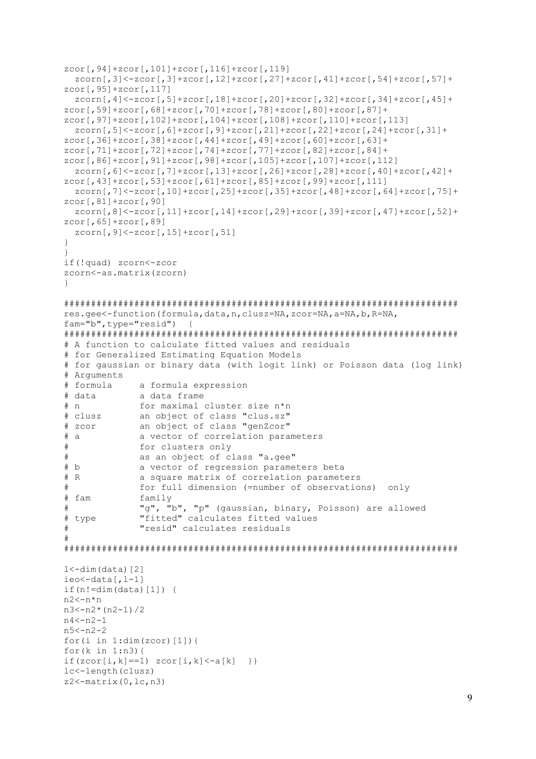```
zcor[,94]+zcor[,101]+zcor[,116]+zcor[,119]
  zcorn[,3]<-zcor[,3]+zcor[,12]+zcor[,27]+zcor[,41]+zcor[,54]+zcor[,57]+
zcor[,95]+zcor[,117]
  zcorn[,4]<-zcor[,5]+zcor[,18]+zcor[,20]+zcor[,32]+zcor[,34]+zcor[,45]+
zcor[,59]+zcor[,68]+zcor[,70]+zcor[,78]+zcor[,80]+zcor[,87]+
zcor[,97]+zcor[,102]+zcor[,104]+zcor[,108]+zcor[,110]+zcor[,113]
  zcorn[,5]<-zcor[,6]+zcor[,9]+zcor[,21]+zcor[,22]+zcor[,24]+zcor[,31]+
zcor[,36]+zcor[,38]+zcor[,44]+zcor[,49]+zcor[,60]+zcor[,63]+
zcor[,71]+zcor[,72]+zcor[,74]+zcor[,77]+zcor[,82]+zcor[,84]+
zcor[,86]+zcor[,91]+zcor[,98]+zcor[,105]+zcor[,107]+zcor[,112]
  zcorn[,6]<-zcor[,7]+zcor[,13]+zcor[,26]+zcor[,28]+zcor[,40]+zcor[,42]+
zcor[,43]+zcor[,53]+zcor[,61]+zcor[,85]+zcor[,99]+zcor[,111]
  zcorn[,7]<-zcor[,10]+zcor[,25]+zcor[,35]+zcor[,48]+zcor[,64]+zcor[,75]+
zcor[,81]+zcor[,90]
  zcorn[,8]<-zcor[,11]+zcor[,14]+zcor[,29]+zcor[,39]+zcor[,47]+zcor[,52]+
zcor[,65]+zcor[,89]
  zcorn[,9]<-zcor[,15]+zcor[,51]
}
}
if(!quad) zcorn<-zcor
zcorn<-as.matrix(zcorn)
}

#######################################################################
res.gee<-function(formula,data,n,clusz=NA,zcor=NA,a=NA,b,R=NA,
fam="b",type="resid")  {
#######################################################################
# A function to calculate fitted values and residuals
# for Generalized Estimating Equation Models
# for gaussian or binary data (with logit link) or Poisson data (log link)
# Arguments
# formula      a formula expression
# data         a data frame
# n            for maximal cluster size n*n
# clusz        an object of class "clus.sz"
# zcor         an object of class "genZcor"
# a            a vector of correlation parameters
#              for clusters only
#              as an object of class "a.gee"
# b            a vector of regression parameters beta
# R            a square matrix of correlation parameters
#              for full dimension (=number of observations)  only
# fam          family
#              "g", "b", "p" (gaussian, binary, Poisson) are allowed
# type         "fitted" calculates fitted values
#              "resid" calculates residuals
#
#######################################################################

l<-dim(data)[2]
ieo<-data[,l-1]
if(n!=dim(data)[1]) {
n2<-n*n
n3<-n2*(n2-1)/2
n4<-n2-1
n5<-n2-2
for(i in 1:dim(zcor)[1]){
for(k in 1:n3){
if(zcor[i,k]==1) zcor[i,k]<-a[k]  }}
lc<-length(clusz)
z2<-matrix(0,lc,n3)
```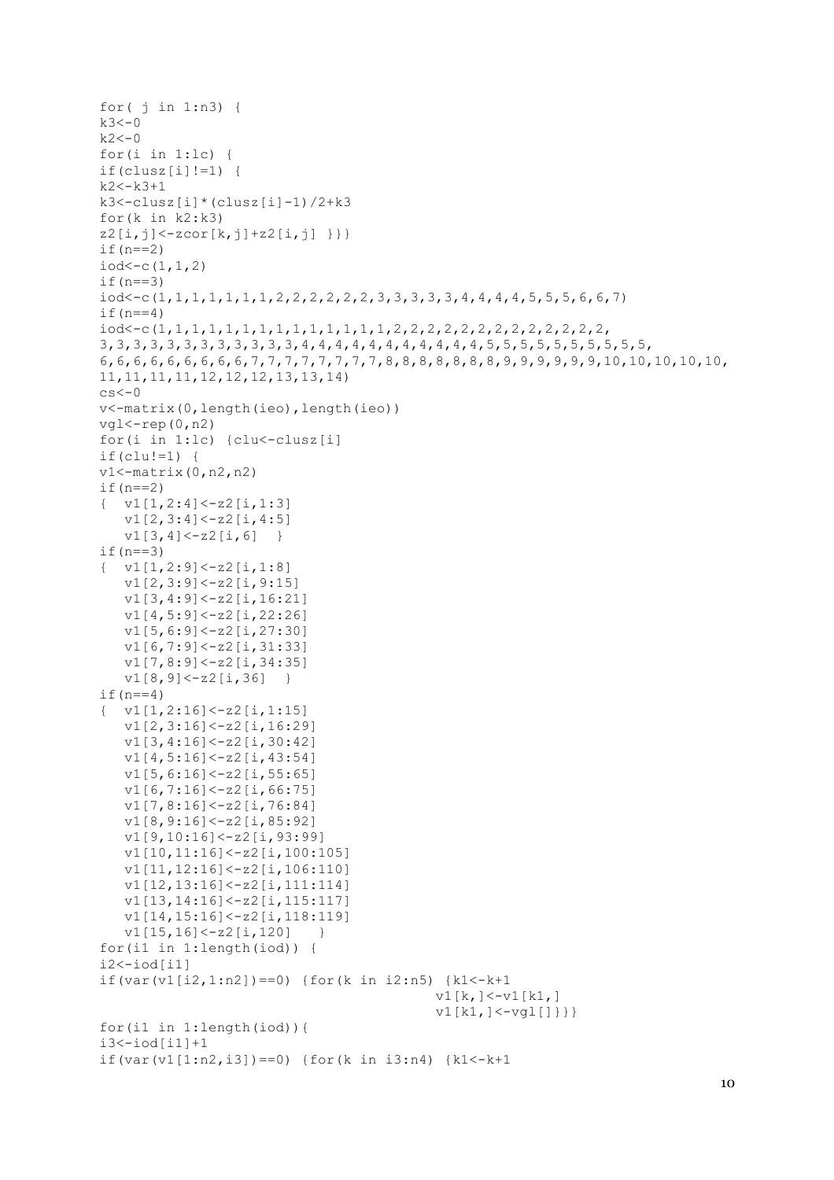```
for( j in 1:n3) {
k3<-0
k2<-0
for(i in 1:lc) {
if(clusz[i]!=1) {
k2<-k3+1
k3<-clusz[i]*(clusz[i]-1)/2+k3
for(k in k2:k3)
z2[i,j]<-zcor[k,j]+z2[i,j] }}}
if(n==2)
iod<-c(1,1,2)
if(n==3)
iod<-c(1,1,1,1,1,1,1,2,2,2,2,2,2,3,3,3,3,3,4,4,4,4,5,5,5,6,6,7)
if(n==4)
iod<-c(1,1,1,1,1,1,1,1,1,1,1,1,1,1,2,2,2,2,2,2,2,2,2,2,2,2,2,
3,3,3,3,3,3,3,3,3,3,3,3,4,4,4,4,4,4,4,4,4,4,4,5,5,5,5,5,5,5,5,5,5,
6,6,6,6,6,6,6,6,6,7,7,7,7,7,7,7,7,8,8,8,8,8,8,8,9,9,9,9,9,9,10,10,10,10,10,
11,11,11,11,12,12,12,13,13,14)
cs<-0
v<-matrix(0,length(ieo),length(ieo))
vgl<-rep(0,n2)
for(i in 1:lc) {clu<-clusz[i]
if(clu!=1) {
v1<-matrix(0,n2,n2)
if(n==2)
{  v1[1,2:4]<-z2[i,1:3]
   v1[2,3:4]<-z2[i,4:5]
   v1[3,4]<-z2[i,6]  }
if(n==3)
{  v1[1,2:9]<-z2[i,1:8]
   v1[2,3:9]<-z2[i,9:15]
   v1[3,4:9]<-z2[i,16:21]
   v1[4,5:9]<-z2[i,22:26]
   v1[5,6:9]<-z2[i,27:30]
   v1[6,7:9]<-z2[i,31:33]
   v1[7,8:9]<-z2[i,34:35]
   v1[8,9]<-z2[i,36]  }
if(n==4)
{  v1[1,2:16]<-z2[i,1:15]
   v1[2,3:16]<-z2[i,16:29]
   v1[3,4:16]<-z2[i,30:42]
   v1[4,5:16]<-z2[i,43:54]
   v1[5,6:16]<-z2[i,55:65]
   v1[6,7:16]<-z2[i,66:75]
   v1[7,8:16]<-z2[i,76:84]
   v1[8,9:16]<-z2[i,85:92]
   v1[9,10:16]<-z2[i,93:99]
   v1[10,11:16]<-z2[i,100:105]
   v1[11,12:16]<-z2[i,106:110]
   v1[12,13:16]<-z2[i,111:114]
   v1[13,14:16]<-z2[i,115:117]
   v1[14,15:16]<-z2[i,118:119]
   v1[15,16]<-z2[i,120]   }
for(i1 in 1:length(iod)) {
i2<-iod[i1]
if(var(v1[i2,1:n2])==0) {for(k in i2:n5) {k1<-k+1
                                          v1[k,]<-v1[k1,]
                                          v1[k1,]<-vgl[]}}}
for(i1 in 1:length(iod)){
i3<-iod[i1]+1
if(var(v1[1:n2,i3])==0) {for(k in i3:n4) {k1<-k+1
```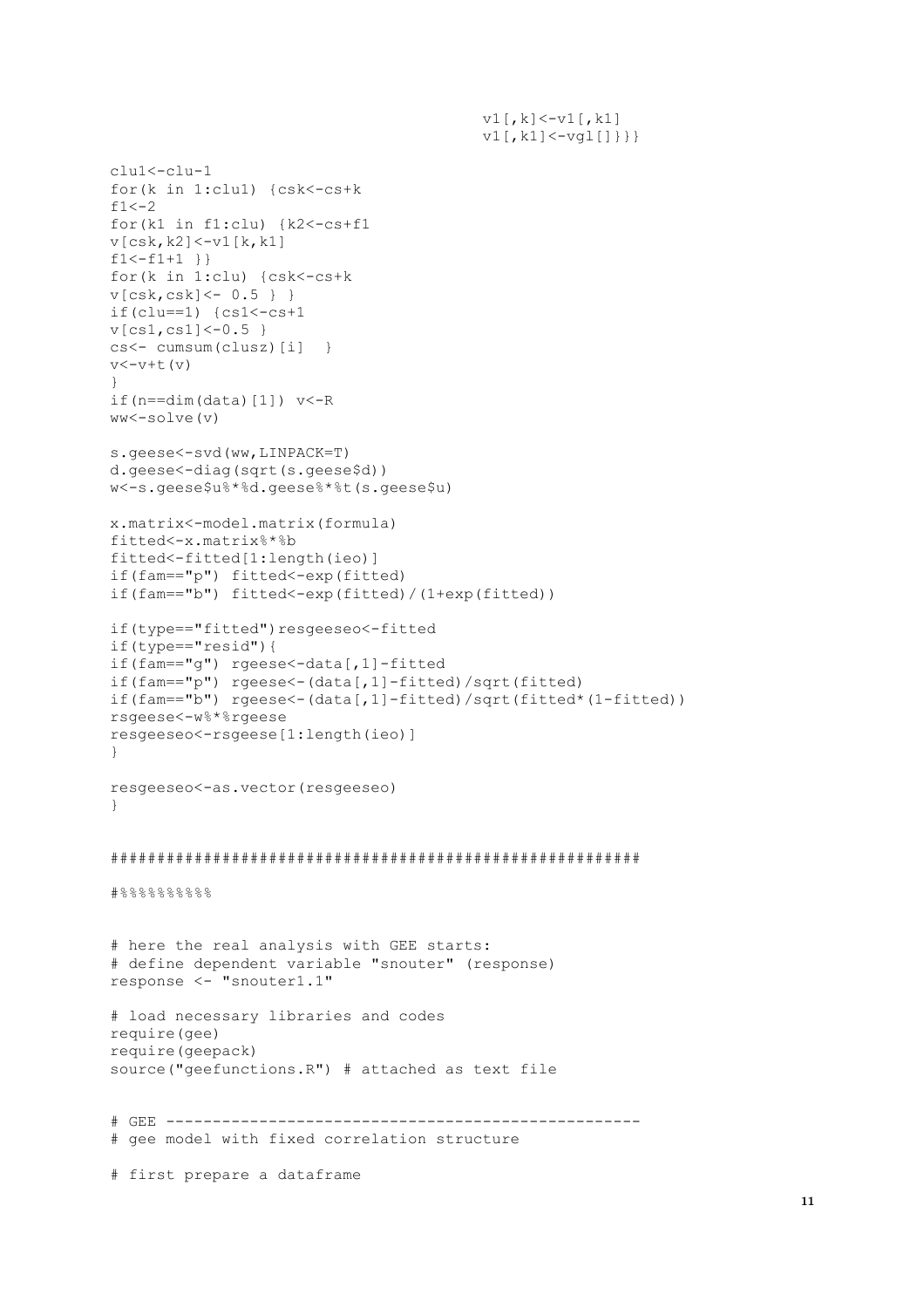```
                                        v1[,k]<-v1[,k1]
                                        v1[,k1]<-vgl[]}}}

clu1<-clu-1
for(k in 1:clu1) {csk<-cs+k
f1<-2
for(k1 in f1:clu) {k2<-cs+f1
v[csk,k2]<-v1[k,k1]
f1<-f1+1 }}
for(k in 1:clu) {csk<-cs+k
v[csk,csk]<- 0.5 } }
if(clu==1) {cs1<-cs+1
v[cs1,cs1]<-0.5 }
cs<- cumsum(clusz)[i]  }
v<-v+t(v)
}
if(n==dim(data)[1]) v<-R
ww<-solve(v)

s.geese<-svd(ww,LINPACK=T)
d.geese<-diag(sqrt(s.geese$d))
w<-s.geese$u%*%d.geese%*%t(s.geese$u)

x.matrix<-model.matrix(formula)
fitted<-x.matrix%*%b
fitted<-fitted[1:length(ieo)]
if(fam=="p") fitted<-exp(fitted)
if(fam=="b") fitted<-exp(fitted)/(1+exp(fitted))

if(type=="fitted")resgeeseo<-fitted
if(type=="resid"){
if(fam=="g") rgeese<-data[,1]-fitted
if(fam=="p") rgeese<-(data[,1]-fitted)/sqrt(fitted)
if(fam=="b") rgeese<-(data[,1]-fitted)/sqrt(fitted*(1-fitted))
rsgeese<-w%*%rgeese
resgeeseo<-rsgeese[1:length(ieo)]
}

resgeeseo<-as.vector(resgeeseo)
}

#######################################################

#%%%%%%%%%%


# here the real analysis with GEE starts:
# define dependent variable "snouter" (response)
response <- "snouter1.1"

# load necessary libraries and codes
require(gee)
require(geepack)
source("geefunctions.R") # attached as text file


# GEE --------------------------------------------------
# gee model with fixed correlation structure

# first prepare a dataframe
```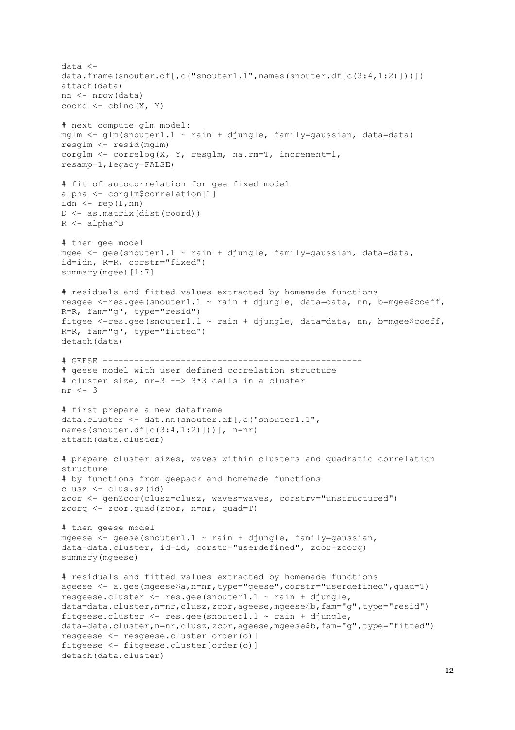```
data <-
data.frame(snouter.df[,c("snouter1.1",names(snouter.df[c(3:4,1:2)]))])
attach(data)
nn <- nrow(data)
coord <- cbind(X, Y)

# next compute glm model:
mglm <- glm(snouter1.1 ~ rain + djungle, family=gaussian, data=data)
resglm <- resid(mglm)
corglm <- correlog(X, Y, resglm, na.rm=T, increment=1,
resamp=1,legacy=FALSE)

# fit of autocorrelation for gee fixed model
alpha <- corglm$correlation[1]
idn <- rep(1,nn)
D <- as.matrix(dist(coord))
R <- alpha^D

# then gee model
mgee <- gee(snouter1.1 ~ rain + djungle, family=gaussian, data=data,
id=idn, R=R, corstr="fixed")
summary(mgee)[1:7]

# residuals and fitted values extracted by homemade functions
resgee <-res.gee(snouter1.1 ~ rain + djungle, data=data, nn, b=mgee$coeff,
R=R, fam="g", type="resid")
fitgee <-res.gee(snouter1.1 ~ rain + djungle, data=data, nn, b=mgee$coeff,
R=R, fam="g", type="fitted")
detach(data)

# GEESE --------------------------------------------------
# geese model with user defined correlation structure
# cluster size, nr=3 --> 3*3 cells in a cluster
nr <- 3

# first prepare a new dataframe
data.cluster <- dat.nn(snouter.df[,c("snouter1.1",
names(snouter.df[c(3:4,1:2)]))], n=nr)
attach(data.cluster)

# prepare cluster sizes, waves within clusters and quadratic correlation
structure
# by functions from geepack and homemade functions
clusz <- clus.sz(id)
zcor <- genZcor(clusz=clusz, waves=waves, corstrv="unstructured")
zcorq <- zcor.quad(zcor, n=nr, quad=T)

# then geese model
mgeese <- geese(snouter1.1 ~ rain + djungle, family=gaussian,
data=data.cluster, id=id, corstr="userdefined", zcor=zcorq)
summary(mgeese)

# residuals and fitted values extracted by homemade functions
ageese <- a.gee(mgeese$a,n=nr,type="geese",corstr="userdefined",quad=T)
resgeese.cluster <- res.gee(snouter1.1 ~ rain + djungle,
data=data.cluster,n=nr,clusz,zcor,ageese,mgeese$b,fam="g",type="resid")
fitgeese.cluster <- res.gee(snouter1.1 ~ rain + djungle,
data=data.cluster,n=nr,clusz,zcor,ageese,mgeese$b,fam="g",type="fitted")
resgeese <- resgeese.cluster[order(o)]
fitgeese <- fitgeese.cluster[order(o)]
detach(data.cluster)
```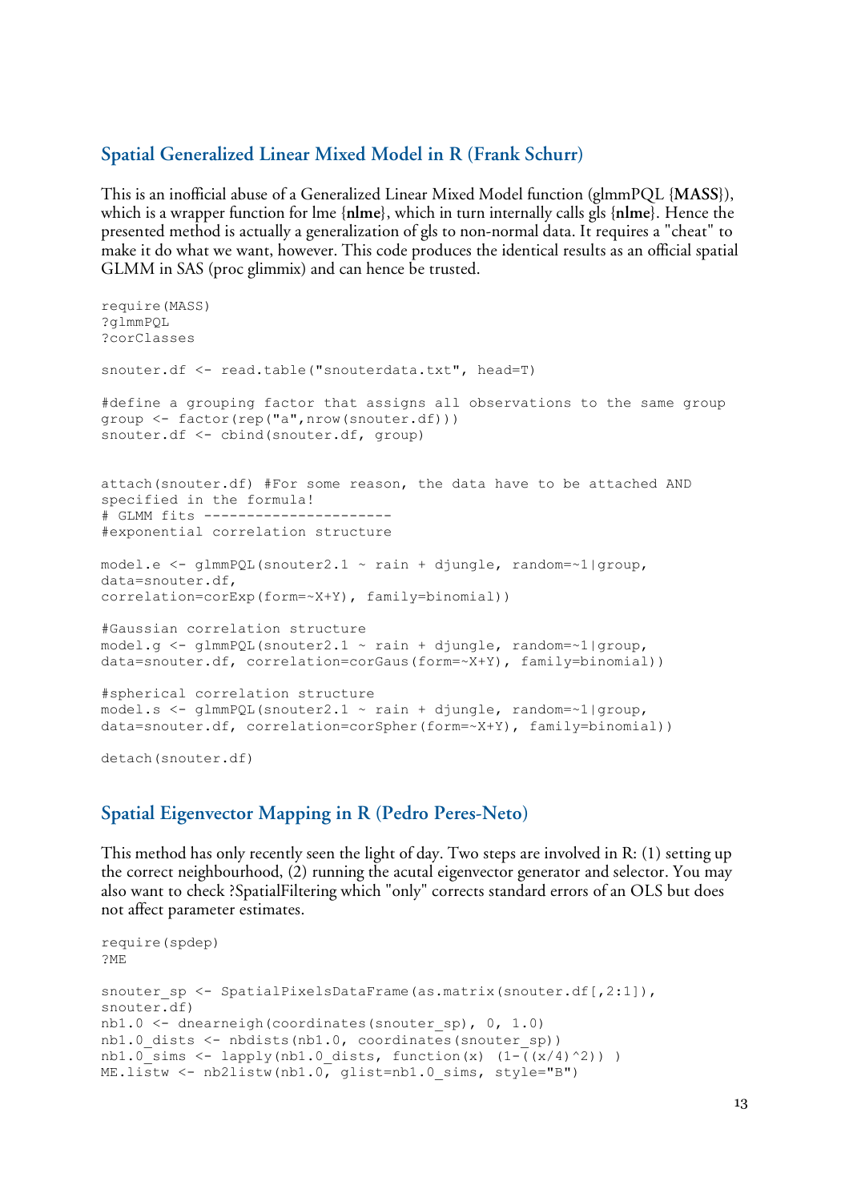## Spatial Generalized Linear Mixed Model in R (Frank Schurr)

This is an inofficial abuse of a Generalized Linear Mixed Model function (glmmPQL {**MASS**}), which is a wrapper function for lme {**nlme**}, which in turn internally calls gls {**nlme**}. Hence the presented method is actually a generalization of gls to non-normal data. It requires a "cheat" to make it do what we want, however. This code produces the identical results as an official spatial GLMM in SAS (proc glimmix) and can hence be trusted.

```
require(MASS)
?glmmPQL
?corClasses

snouter.df <- read.table("snouterdata.txt", head=T)

#define a grouping factor that assigns all observations to the same group
group <- factor(rep("a",nrow(snouter.df)))
snouter.df <- cbind(snouter.df, group)


attach(snouter.df) #For some reason, the data have to be attached AND
specified in the formula!
# GLMM fits ----------------------
#exponential correlation structure

model.e <- glmmPQL(snouter2.1 ~ rain + djungle, random=~1|group,
data=snouter.df,
correlation=corExp(form=~X+Y), family=binomial))

#Gaussian correlation structure
model.g <- glmmPQL(snouter2.1 ~ rain + djungle, random=~1|group,
data=snouter.df, correlation=corGaus(form=~X+Y), family=binomial))

#spherical correlation structure
model.s <- glmmPQL(snouter2.1 ~ rain + djungle, random=~1|group,
data=snouter.df, correlation=corSpher(form=~X+Y), family=binomial))

detach(snouter.df)
```

## Spatial Eigenvector Mapping in R (Pedro Peres-Neto)

This method has only recently seen the light of day. Two steps are involved in R: (1) setting up the correct neighbourhood, (2) running the acutal eigenvector generator and selector. You may also want to check ?SpatialFiltering which "only" corrects standard errors of an OLS but does not affect parameter estimates.

```
require(spdep)
?ME

snouter_sp <- SpatialPixelsDataFrame(as.matrix(snouter.df[,2:1]),
snouter.df)
nb1.0 <- dnearneigh(coordinates(snouter_sp), 0, 1.0)
nb1.0_dists <- nbdists(nb1.0, coordinates(snouter_sp))
nb1.0_sims <- lapply(nb1.0_dists, function(x) (1-((x/4)^2)) )
ME.listw <- nb2listw(nb1.0, glist=nb1.0_sims, style="B")
```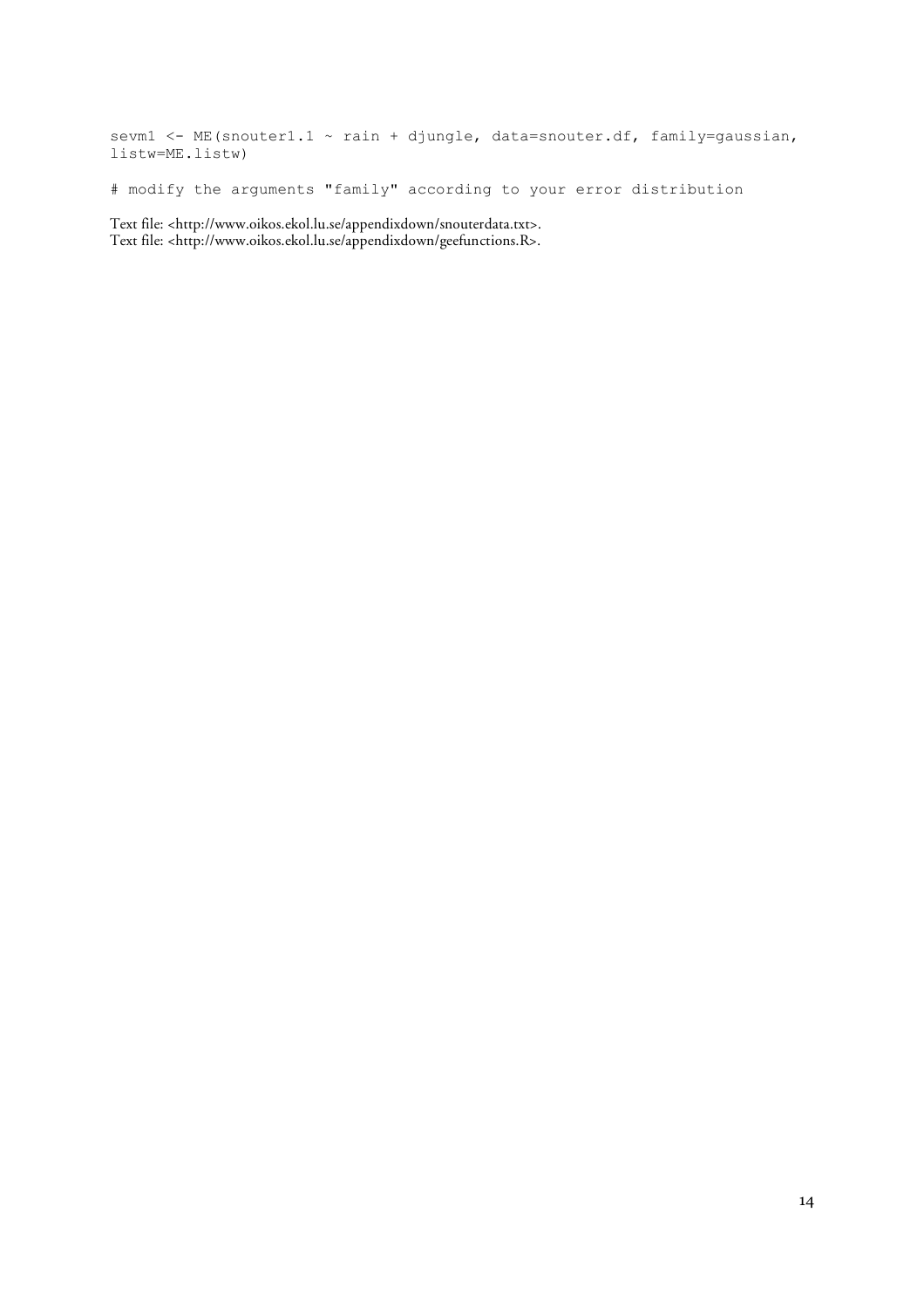```
sevm1 <- ME(snouter1.1 ~ rain + djungle, data=snouter.df, family=gaussian,
listw=ME.listw)

# modify the arguments "family" according to your error distribution
```

Text file: <http://www.oikos.ekol.lu.se/appendixdown/snouterdata.txt>.
Text file: <http://www.oikos.ekol.lu.se/appendixdown/geefunctions.R>.